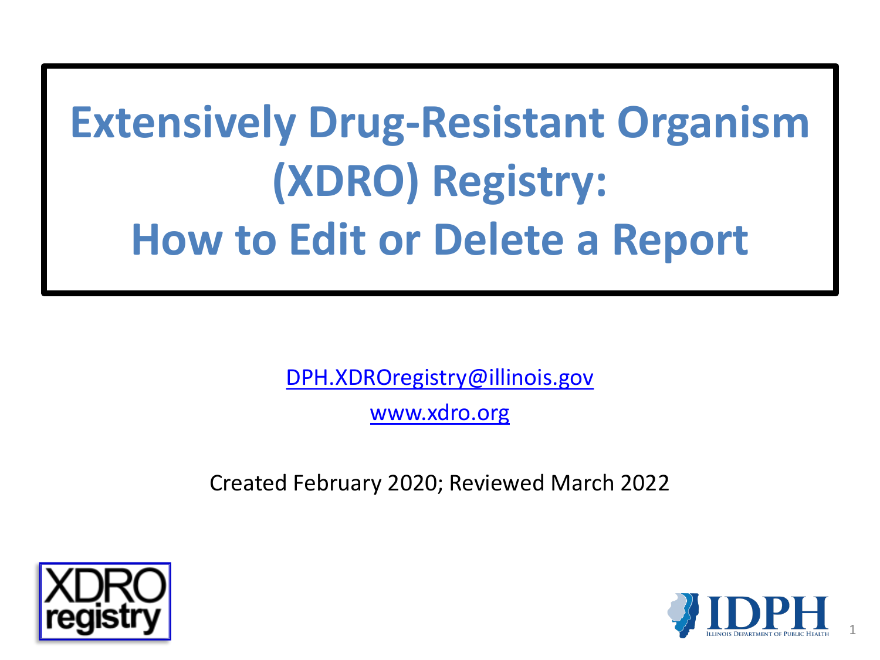# Extensively Drug-Resistant Organism (XDRO) Registry: How to Edit or Delete a Report

DPH.XDROregistry@illinois.gov

www.xdro.org

Created February 2020; Reviewed March 2022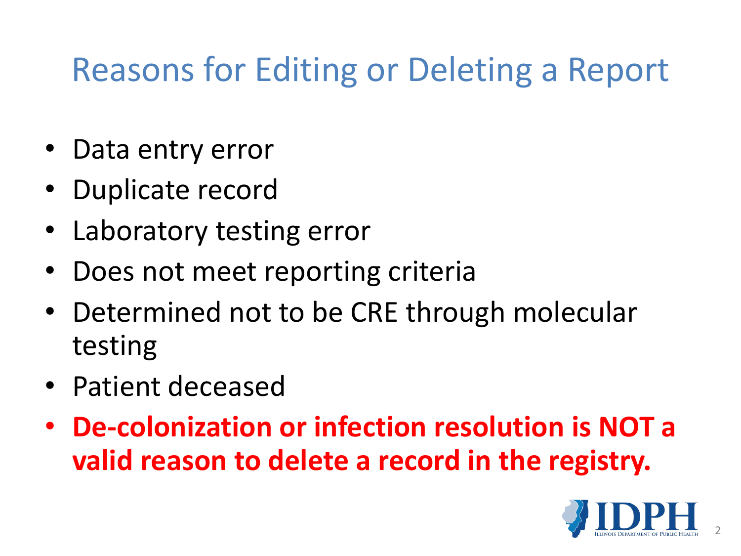# Reasons for Editing or Deleting a Report

- Data entry error
- Duplicate record
- Laboratory testing error
- Does not meet reporting criteria
- Determined not to be CRE through molecular testing
- Patient deceased
- **De-colonization or infection resolution is NOT a valid reason to delete a record in the registry.**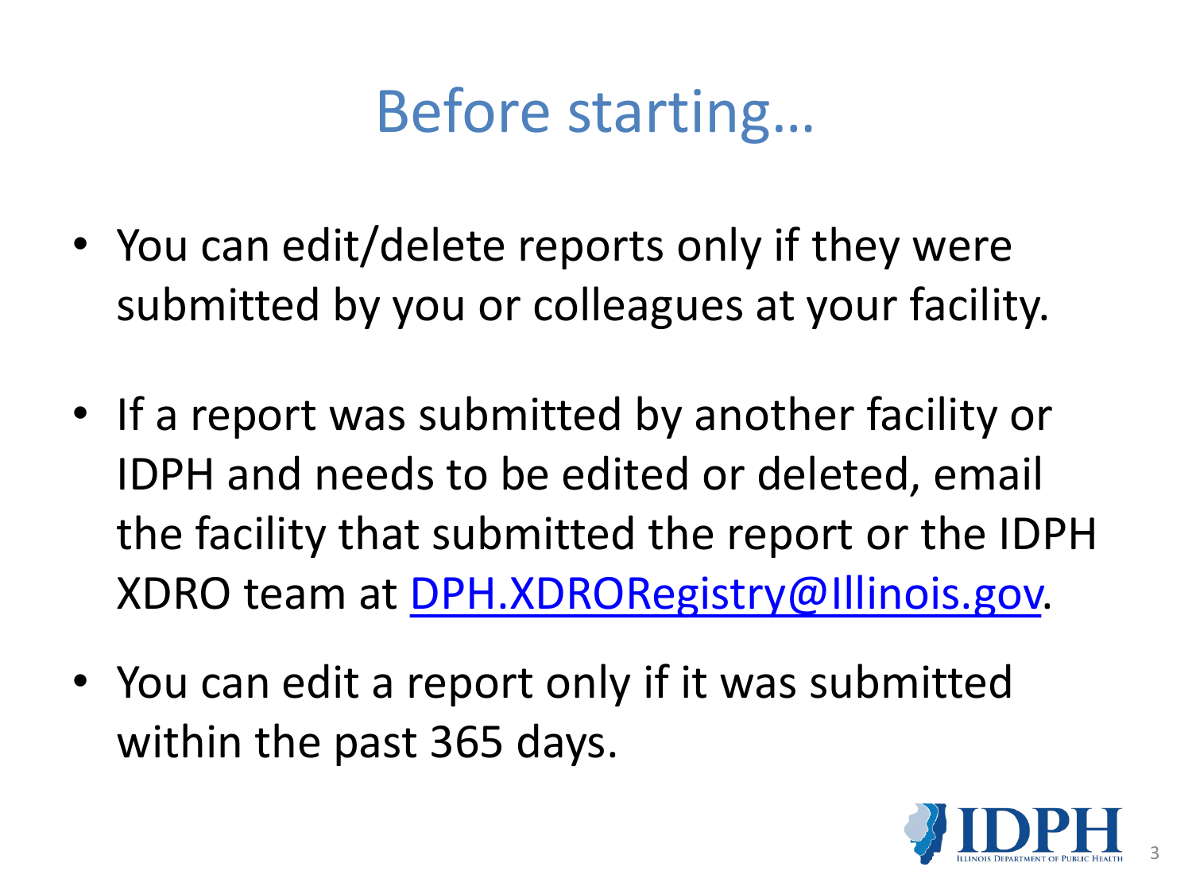# Before starting…

- You can edit/delete reports only if they were submitted by you or colleagues at your facility.
- If a report was submitted by another facility or IDPH and needs to be edited or deleted, email the facility that submitted the report or the IDPH XDRO team at [DPH.XDRORegistry@Illinois.gov](mailto:DPH.XDRORegistry@Illinois.gov).
- You can edit a report only if it was submitted within the past 365 days.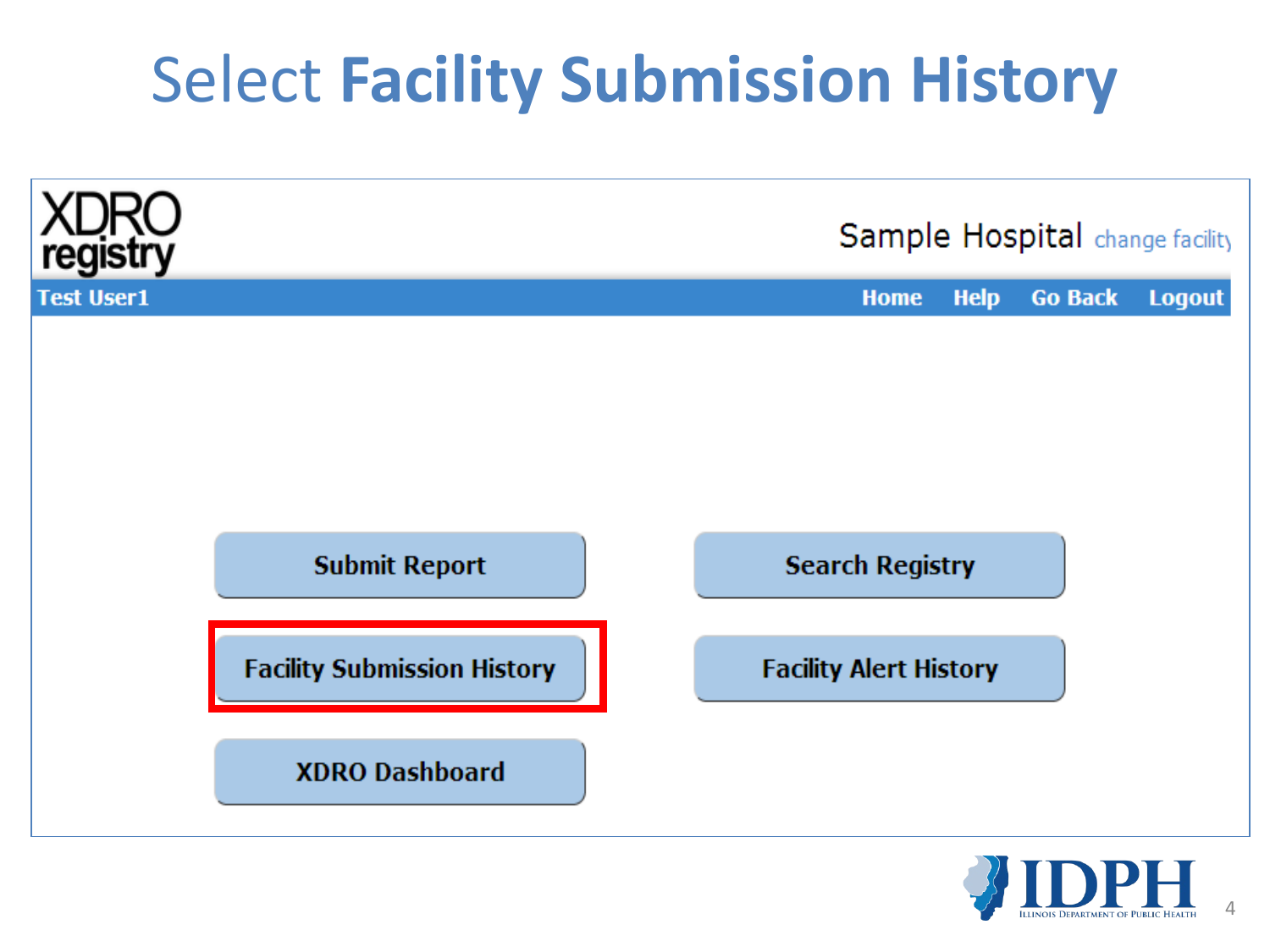# Select **Facility Submission History**

XDRO registry

Sample Hospital change facility

Test User1 | Home | Help | Go Back | Logout

- Submit Report
- Search Registry
- Facility Submission History
- Facility Alert History
- XDRO Dashboard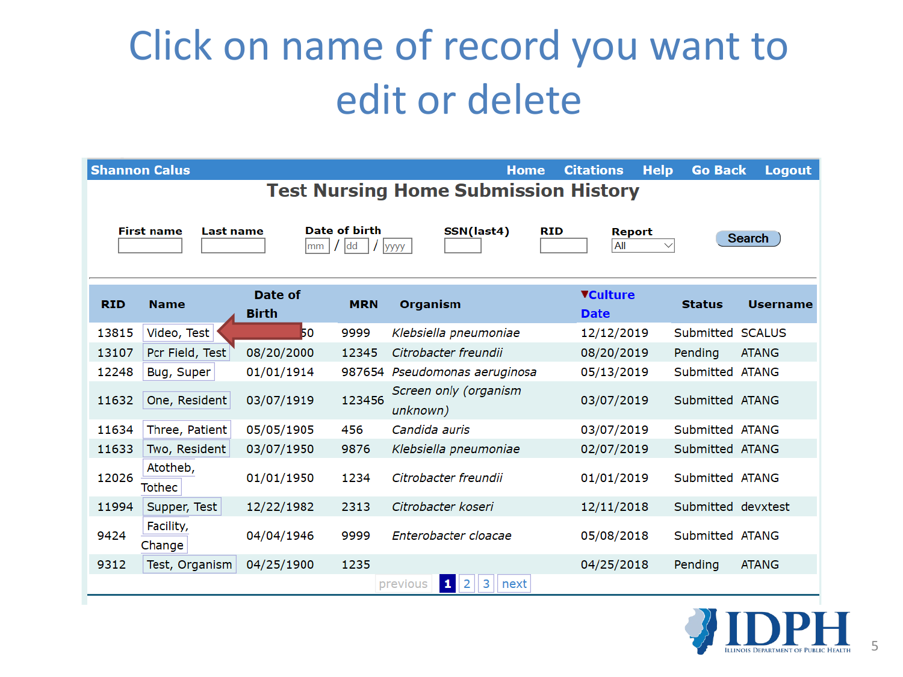# Click on name of record you want to edit or delete

Shannon Calus — Home | Citations | Help | Go Back | Logout

## Test Nursing Home Submission History

First name | Last name | Date of birth (mm / dd / yyyy) | SSN(last4) | RID | Report: All | Search

| RID | Name | Date of Birth | MRN | Organism | ▼Culture Date | Status | Username |
|---|---|---|---|---|---|---|---|
| 13815 | Video, Test | 50 | 9999 | *Klebsiella pneumoniae* | 12/12/2019 | Submitted | SCALUS |
| 13107 | Pcr Field, Test | 08/20/2000 | 12345 | *Citrobacter freundii* | 08/20/2019 | Pending | ATANG |
| 12248 | Bug, Super | 01/01/1914 | 987654 | *Pseudomonas aeruginosa* | 05/13/2019 | Submitted | ATANG |
| 11632 | One, Resident | 03/07/1919 | 123456 | *Screen only (organism unknown)* | 03/07/2019 | Submitted | ATANG |
| 11634 | Three, Patient | 05/05/1905 | 456 | *Candida auris* | 03/07/2019 | Submitted | ATANG |
| 11633 | Two, Resident | 03/07/1950 | 9876 | *Klebsiella pneumoniae* | 02/07/2019 | Submitted | ATANG |
| 12026 | Atotheb, Tothec | 01/01/1950 | 1234 | *Citrobacter freundii* | 01/01/2019 | Submitted | ATANG |
| 11994 | Supper, Test | 12/22/1982 | 2313 | *Citrobacter koseri* | 12/11/2018 | Submitted | devxtest |
| 9424 | Facility, Change | 04/04/1946 | 9999 | *Enterobacter cloacae* | 05/08/2018 | Submitted | ATANG |
| 9312 | Test, Organism | 04/25/1900 | 1235 | | 04/25/2018 | Pending | ATANG |

previous | 1 | 2 | 3 | next

IDPH — Illinois Department of Public Health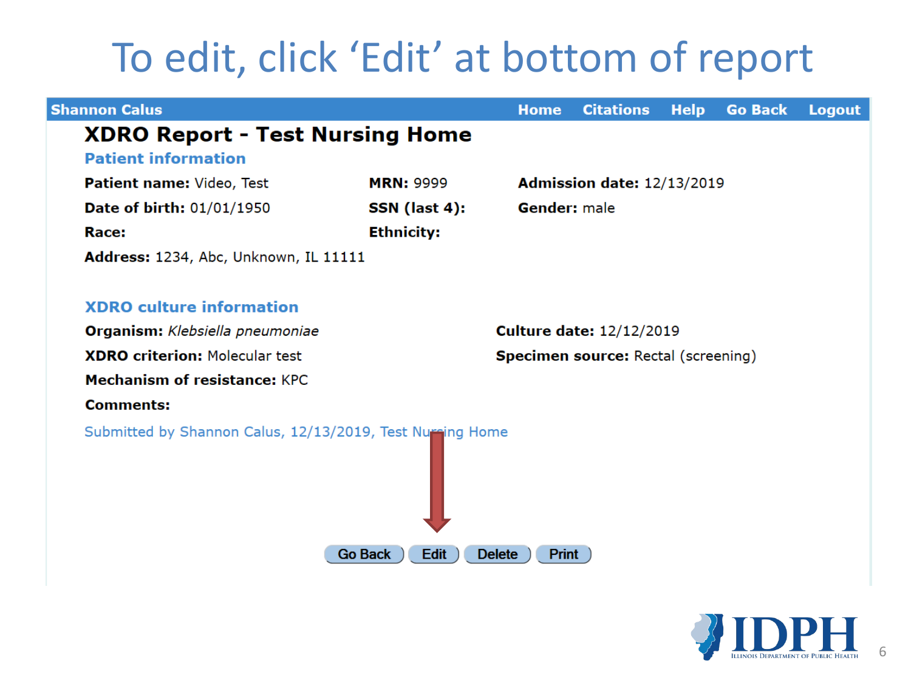# To edit, click 'Edit' at bottom of report

**Shannon Calus** Home Citations Help Go Back Logout

## XDRO Report - Test Nursing Home

### Patient information

**Patient name:** Video, Test
**MRN:** 9999
**Admission date:** 12/13/2019
**Date of birth:** 01/01/1950
**SSN (last 4):**
**Gender:** male
**Race:**
**Ethnicity:**
**Address:** 1234, Abc, Unknown, IL 11111

### XDRO culture information

**Organism:** *Klebsiella pneumoniae*
**Culture date:** 12/12/2019
**XDRO criterion:** Molecular test
**Specimen source:** Rectal (screening)
**Mechanism of resistance:** KPC
**Comments:**

Submitted by Shannon Calus, 12/13/2019, Test Nursing Home

Go Back | Edit | Delete | Print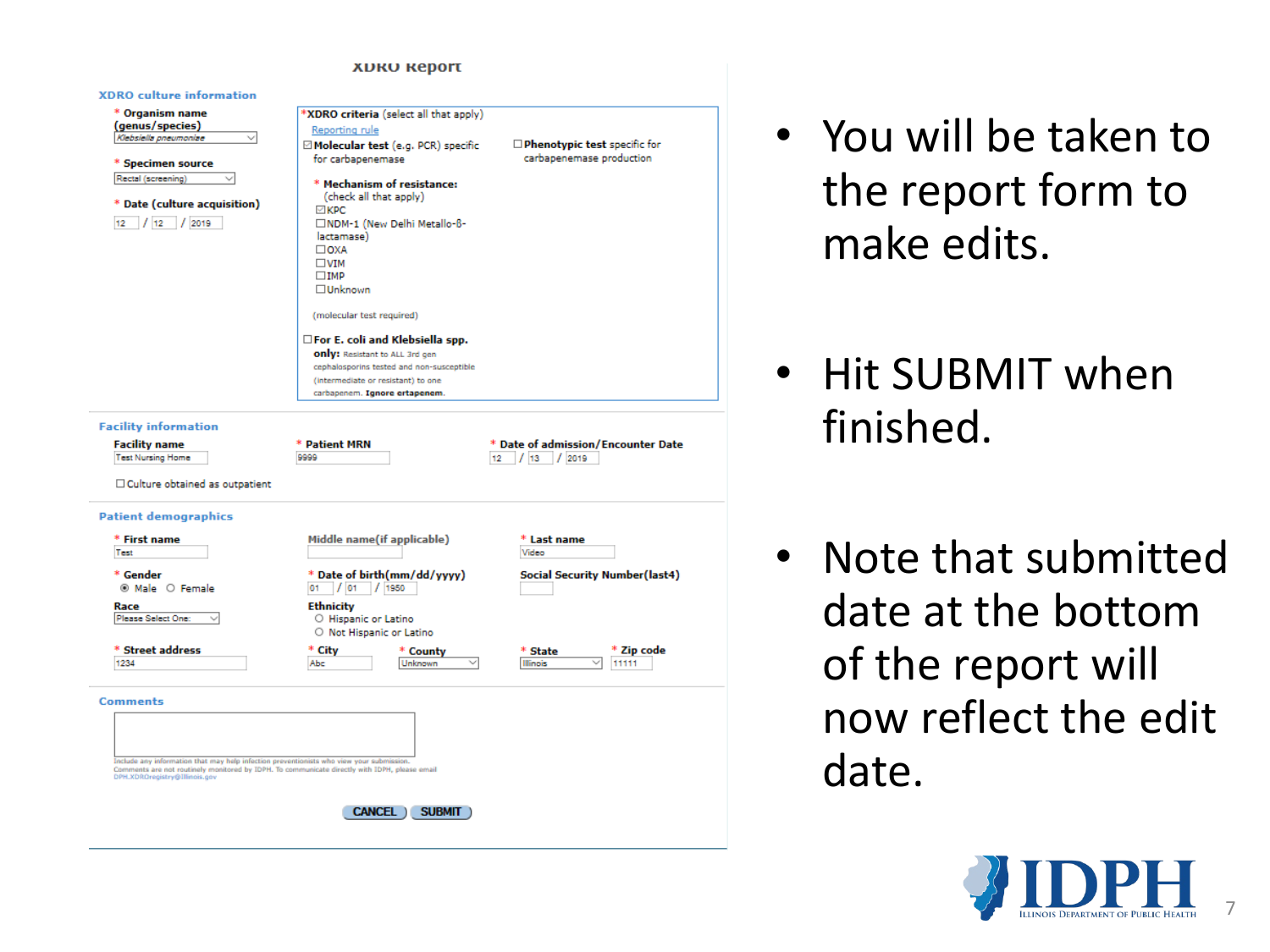## XDRO Report

**XDRO culture information**

* Organism name (genus/species): Klebsiella pneumoniae
* Specimen source: Rectal (screening)
* Date (culture acquisition): 12 / 12 / 2019

*XDRO criteria (select all that apply)

Reporting rule

☑ **Molecular test** (e.g. PCR) specific for carbapenemase

☐ **Phenotypic test** specific for carbapenemase production

* **Mechanism of resistance:** (check all that apply)

☑ KPC
☐ NDM-1 (New Delhi Metallo-ß-lactamase)
☐ OXA
☐ VIM
☐ IMP
☐ Unknown

(molecular test required)

☐ **For E. coli and Klebsiella spp. only:** Resistant to ALL 3rd gen cephalosporins tested and non-susceptible (intermediate or resistant) to one carbapenem. **Ignore ertapenem.**

**Facility information**

Facility name: Test Nursing Home
* Patient MRN: 9999
* Date of admission/Encounter Date: 12 / 13 / 2019

☐ Culture obtained as outpatient

**Patient demographics**

* First name: Test
* Middle name(if applicable):
* Last name: Video
* Gender: ◉ Male ○ Female
* Date of birth(mm/dd/yyyy): 01 / 01 / 1950
* Social Security Number(last4):
* Race: Please Select One:
* Ethnicity: ○ Hispanic or Latino ○ Not Hispanic or Latino
* Street address: 1234
* City: Abc
* County: Unknown
* State: Illinois
* Zip code: 11111

**Comments**

Include any information that may help infection preventionists who view your submission. Comments are not routinely monitored by IDPH. To communicate directly with IDPH, please email DPH.XDROregistry@illinois.gov

CANCEL | SUBMIT

- You will be taken to the report form to make edits.
- Hit SUBMIT when finished.
- Note that submitted date at the bottom of the report will now reflect the edit date.

IDPH ILLINOIS DEPARTMENT OF PUBLIC HEALTH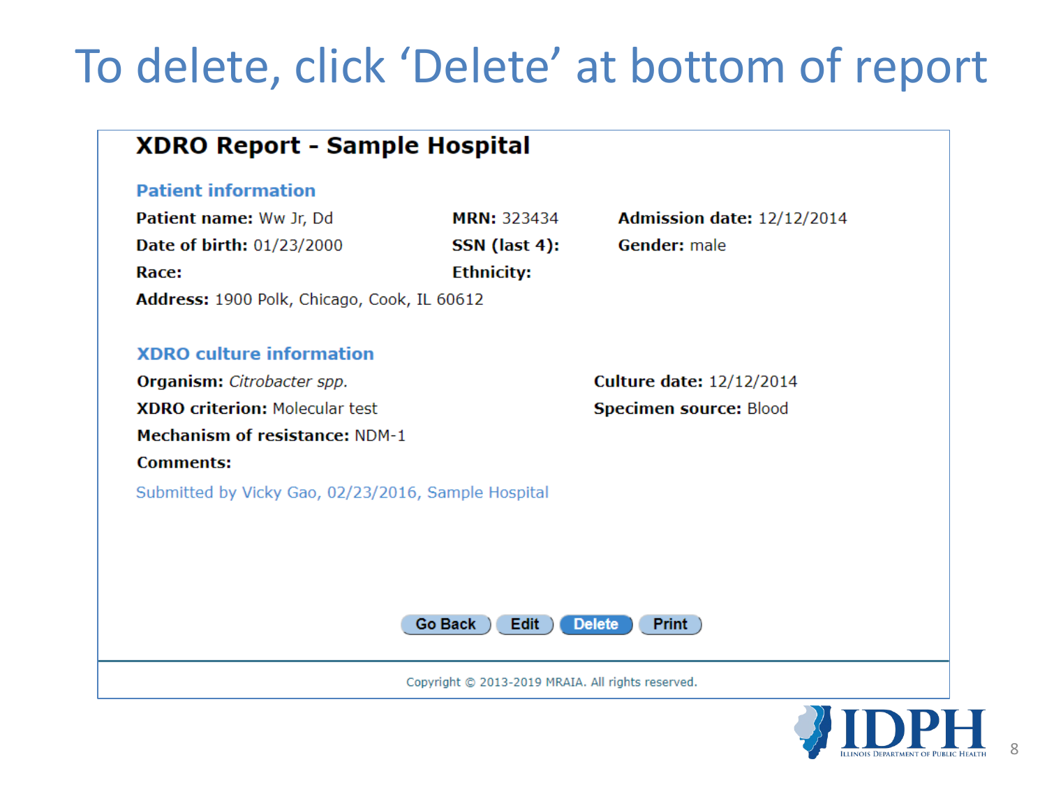# To delete, click 'Delete' at bottom of report

## XDRO Report - Sample Hospital

### Patient information

**Patient name:** Ww Jr, Dd
**MRN:** 323434
**Admission date:** 12/12/2014
**Date of birth:** 01/23/2000
**SSN (last 4):**
**Gender:** male
**Race:**
**Ethnicity:**
**Address:** 1900 Polk, Chicago, Cook, IL 60612

### XDRO culture information

**Organism:** *Citrobacter spp.*
**Culture date:** 12/12/2014
**XDRO criterion:** Molecular test
**Specimen source:** Blood
**Mechanism of resistance:** NDM-1
**Comments:**

Submitted by Vicky Gao, 02/23/2016, Sample Hospital

Go Back | Edit | Delete | Print

Copyright © 2013-2019 MRAIA. All rights reserved.

IDPH
Illinois Department of Public Health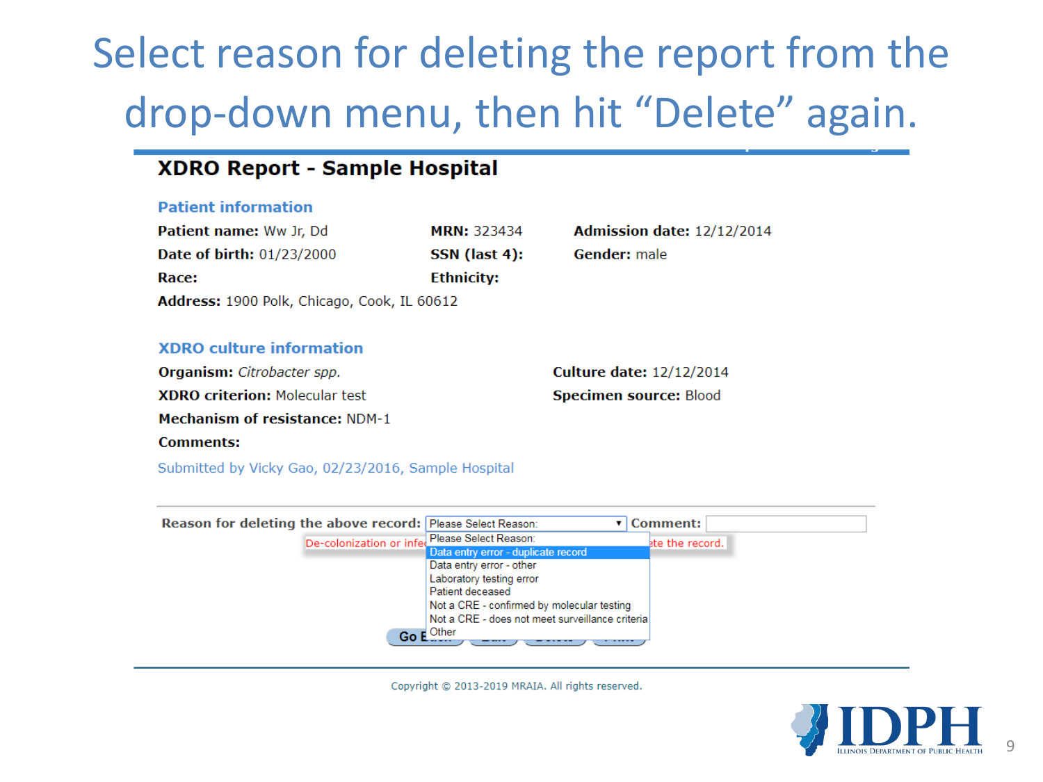# Select reason for deleting the report from the drop-down menu, then hit "Delete" again.

## XDRO Report - Sample Hospital

### Patient information

**Patient name:** Ww Jr, Dd

**MRN:** 323434

**Admission date:** 12/12/2014

**Date of birth:** 01/23/2000

**SSN (last 4):**

**Gender:** male

**Race:**

**Ethnicity:**

**Address:** 1900 Polk, Chicago, Cook, IL 60612

### XDRO culture information

**Organism:** *Citrobacter spp.*

**Culture date:** 12/12/2014

**XDRO criterion:** Molecular test

**Specimen source:** Blood

**Mechanism of resistance:** NDM-1

**Comments:**

Submitted by Vicky Gao, 02/23/2016, Sample Hospital

**Reason for deleting the above record:** Please Select Reason: **Comment:**

De-colonization or infe... ...te the record.

- Please Select Reason:
- Data entry error - duplicate record
- Data entry error - other
- Laboratory testing error
- Patient deceased
- Not a CRE - confirmed by molecular testing
- Not a CRE - does not meet surveillance criteria
- Other

Go B...

Copyright © 2013-2019 MRAIA. All rights reserved.

IDPH
Illinois Department of Public Health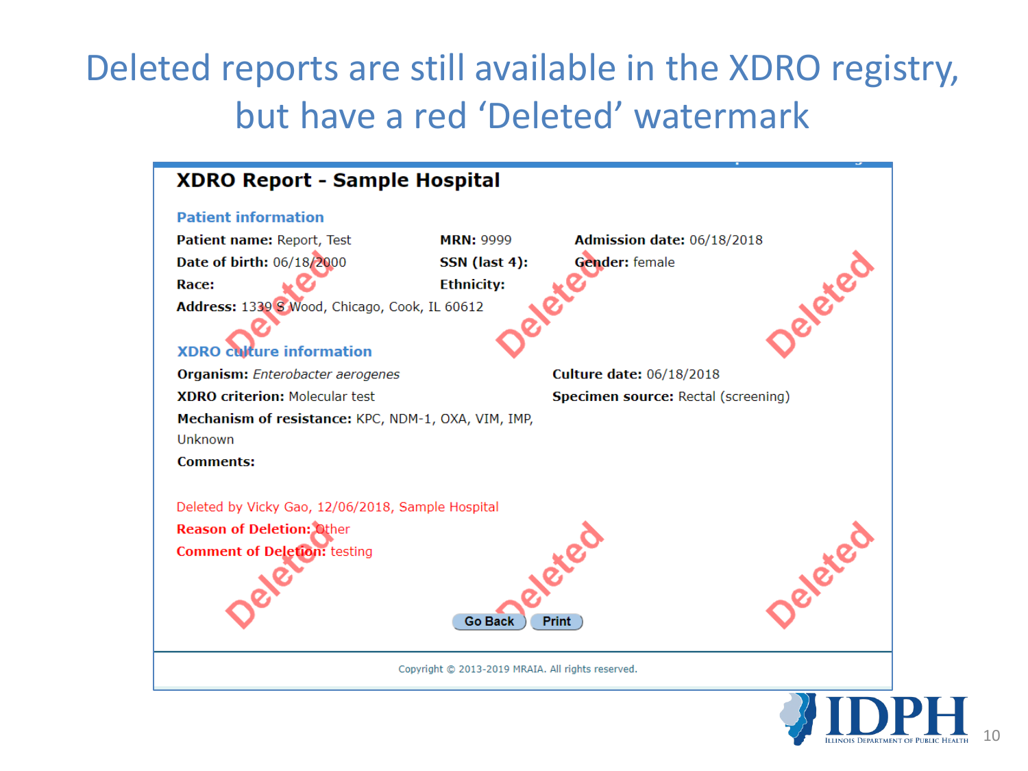# Deleted reports are still available in the XDRO registry, but have a red 'Deleted' watermark

## XDRO Report - Sample Hospital

### Patient information

**Patient name:** Report, Test  
**MRN:** 9999  
**Admission date:** 06/18/2018  
**Date of birth:** 06/18/2000  
**SSN (last 4):**  
**Gender:** female  
**Race:**  
**Ethnicity:**  
**Address:** 1339 S Wood, Chicago, Cook, IL 60612

### XDRO culture information

**Organism:** *Enterobacter aerogenes*  
**Culture date:** 06/18/2018  
**XDRO criterion:** Molecular test  
**Specimen source:** Rectal (screening)  
**Mechanism of resistance:** KPC, NDM-1, OXA, VIM, IMP, Unknown  
**Comments:**

Deleted by Vicky Gao, 12/06/2018, Sample Hospital  
**Reason of Deletion:** Other  
**Comment of Deletion:** testing

Deleted Deleted Deleted Deleted Deleted Deleted

Go Back | Print

Copyright © 2013-2019 MRAIA. All rights reserved.

IDPH Illinois Department of Public Health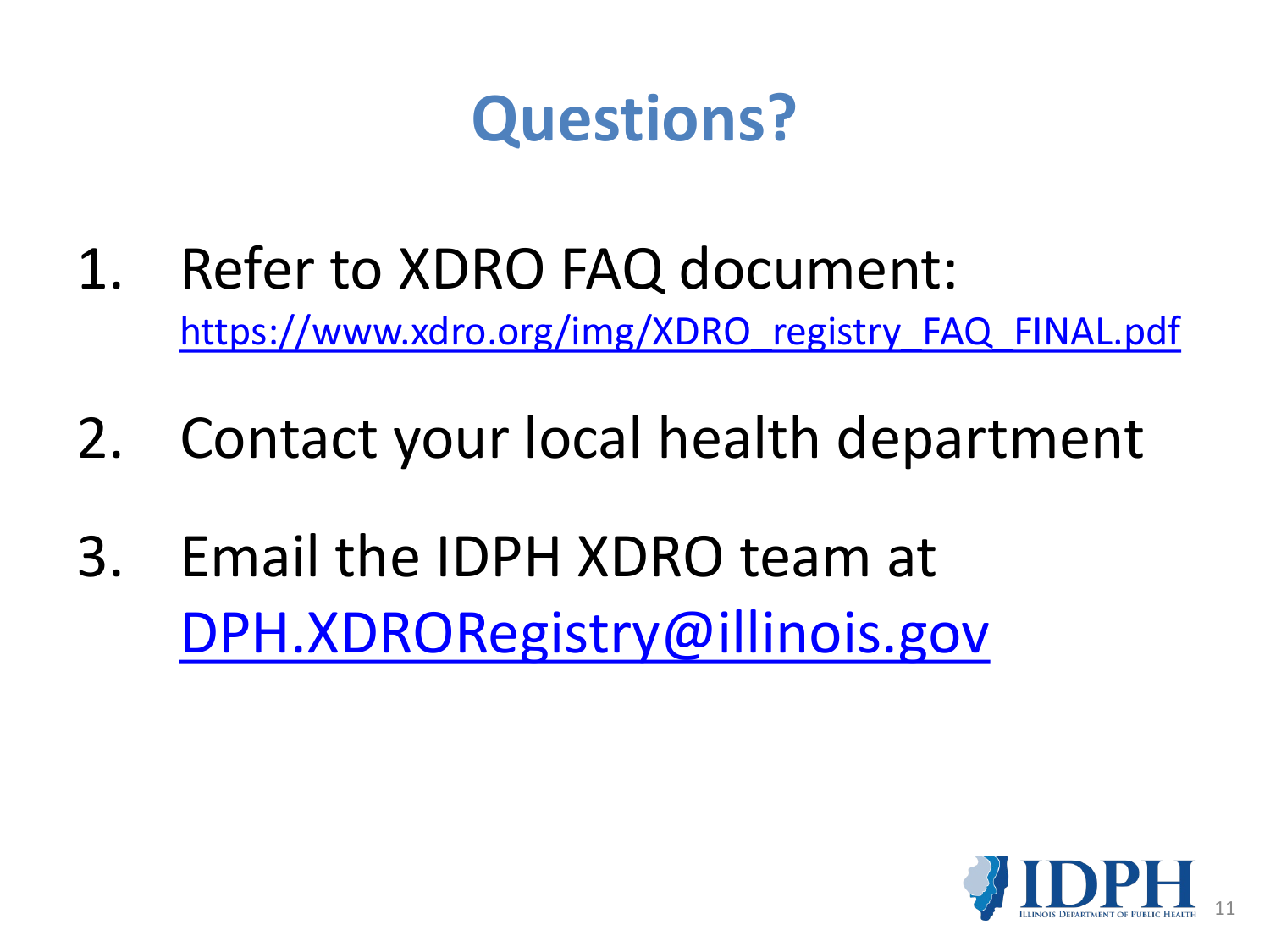# Questions?

1. Refer to XDRO FAQ document: https://www.xdro.org/img/XDRO_registry_FAQ_FINAL.pdf

2. Contact your local health department

3. Email the IDPH XDRO team at DPH.XDRORegistry@illinois.gov